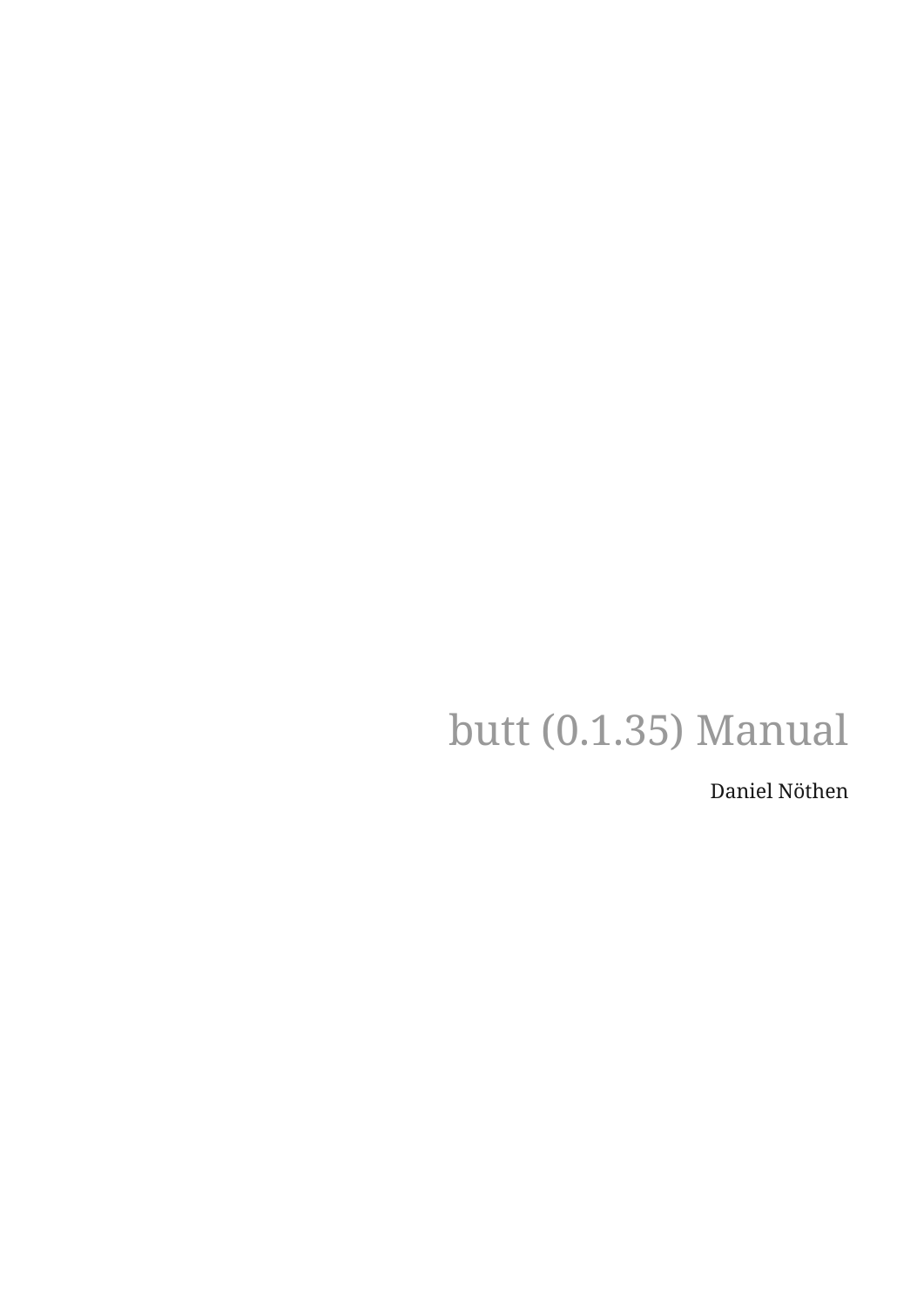# butt (0.1.35) Manual

Daniel Nöthen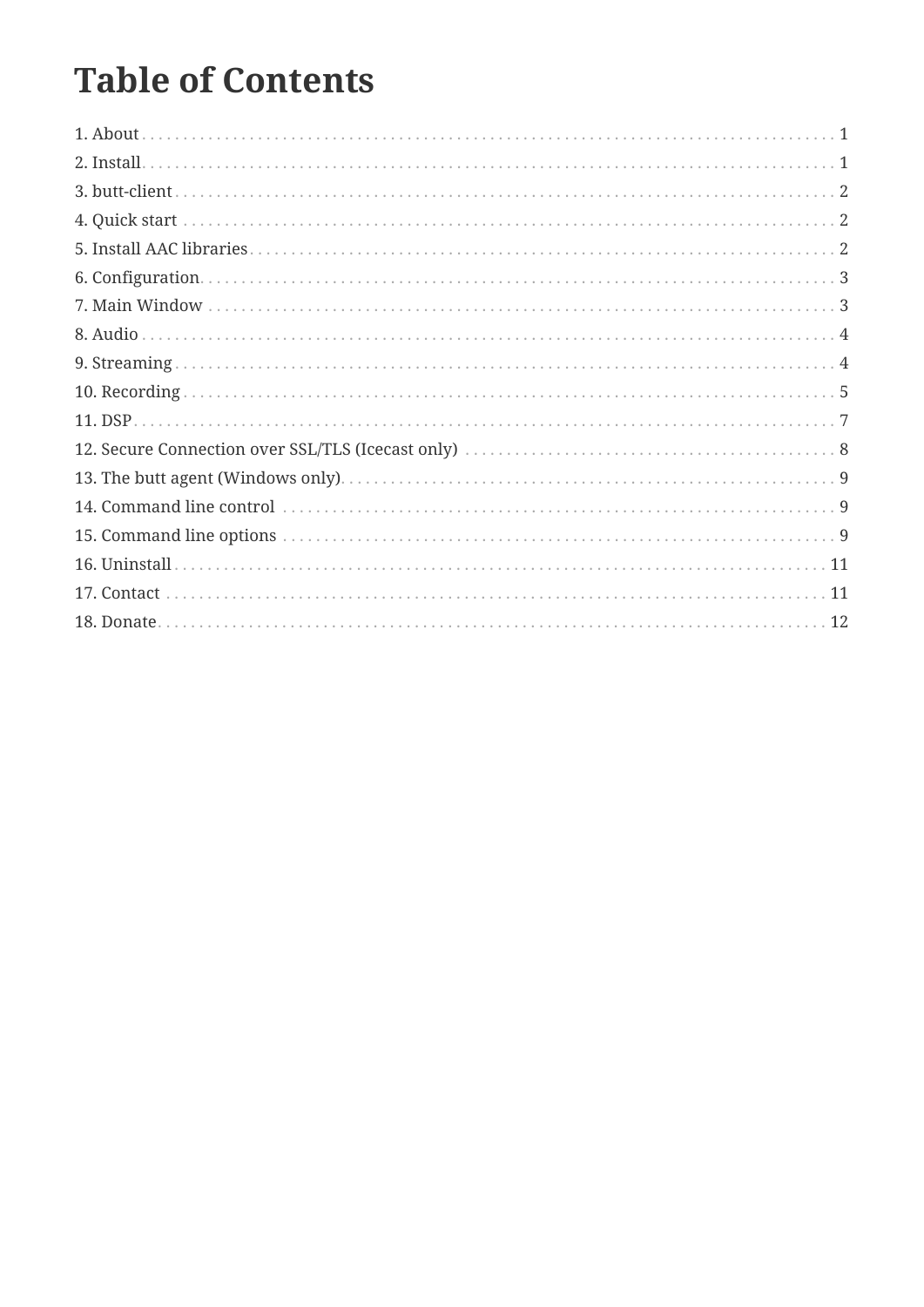# Table of Contents

1. About . . . . . . . . . . . . . . . . . . . . . . . . . . . . . . . . . . . . . . . . . . . . . . . . . . . . . . . . . . 1
2. Install . . . . . . . . . . . . . . . . . . . . . . . . . . . . . . . . . . . . . . . . . . . . . . . . . . . . . . . . . 1
3. butt-client . . . . . . . . . . . . . . . . . . . . . . . . . . . . . . . . . . . . . . . . . . . . . . . . . . . . . 2
4. Quick start . . . . . . . . . . . . . . . . . . . . . . . . . . . . . . . . . . . . . . . . . . . . . . . . . . . . 2
5. Install AAC libraries . . . . . . . . . . . . . . . . . . . . . . . . . . . . . . . . . . . . . . . . . . . . . 2
6. Configuration . . . . . . . . . . . . . . . . . . . . . . . . . . . . . . . . . . . . . . . . . . . . . . . . . . 3
7. Main Window . . . . . . . . . . . . . . . . . . . . . . . . . . . . . . . . . . . . . . . . . . . . . . . . . . 3
8. Audio . . . . . . . . . . . . . . . . . . . . . . . . . . . . . . . . . . . . . . . . . . . . . . . . . . . . . . . . 4
9. Streaming . . . . . . . . . . . . . . . . . . . . . . . . . . . . . . . . . . . . . . . . . . . . . . . . . . . . . 4
10. Recording . . . . . . . . . . . . . . . . . . . . . . . . . . . . . . . . . . . . . . . . . . . . . . . . . . . . 5
11. DSP . . . . . . . . . . . . . . . . . . . . . . . . . . . . . . . . . . . . . . . . . . . . . . . . . . . . . . . . . 7
12. Secure Connection over SSL/TLS (Icecast only) . . . . . . . . . . . . . . . . . . . . . . . . . 8
13. The butt agent (Windows only) . . . . . . . . . . . . . . . . . . . . . . . . . . . . . . . . . . . . . 9
14. Command line control . . . . . . . . . . . . . . . . . . . . . . . . . . . . . . . . . . . . . . . . . . . . 9
15. Command line options . . . . . . . . . . . . . . . . . . . . . . . . . . . . . . . . . . . . . . . . . . . 9
16. Uninstall . . . . . . . . . . . . . . . . . . . . . . . . . . . . . . . . . . . . . . . . . . . . . . . . . . . . . 11
17. Contact . . . . . . . . . . . . . . . . . . . . . . . . . . . . . . . . . . . . . . . . . . . . . . . . . . . . . . 11
18. Donate . . . . . . . . . . . . . . . . . . . . . . . . . . . . . . . . . . . . . . . . . . . . . . . . . . . . . . 12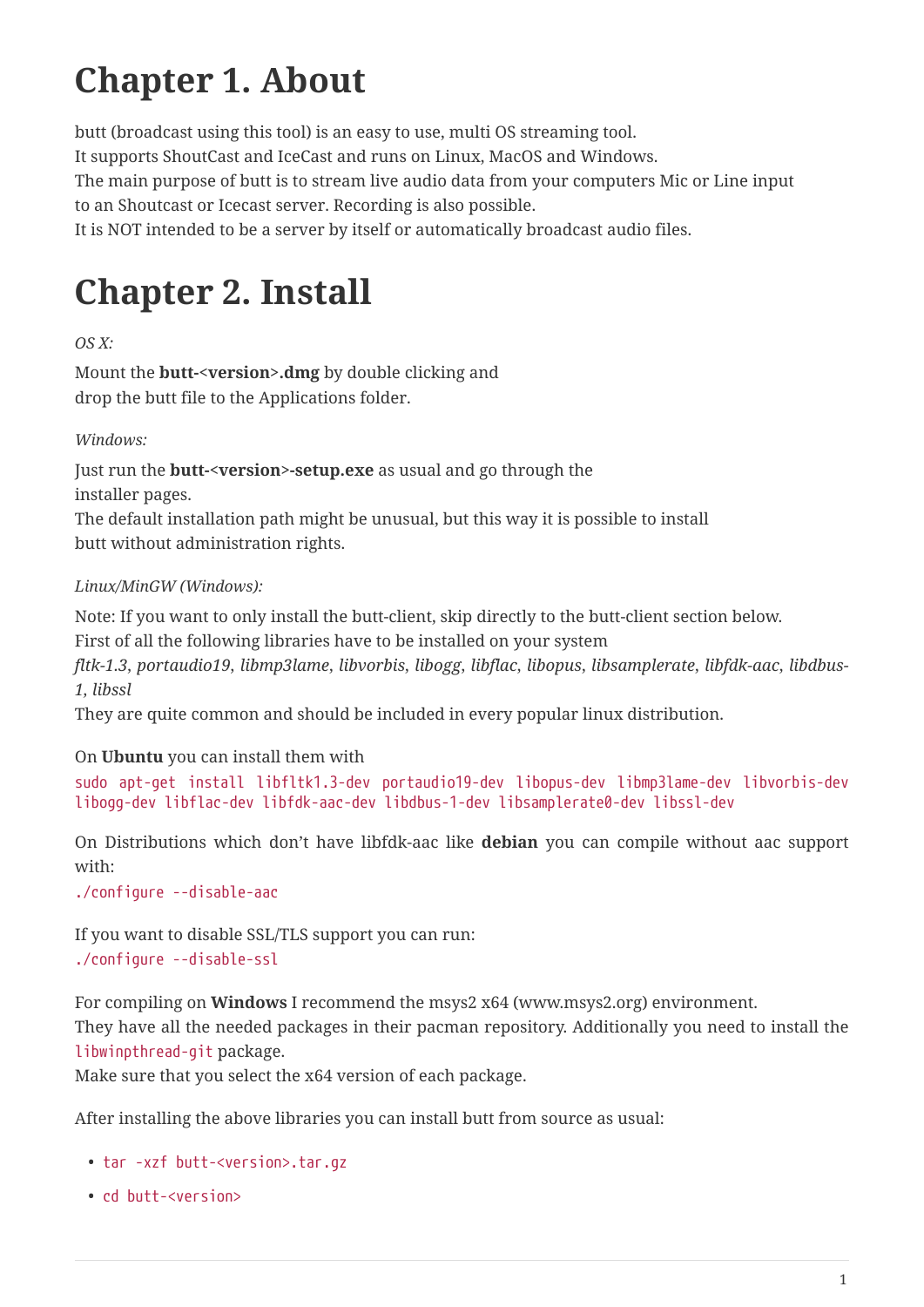# Chapter 1. About

butt (broadcast using this tool) is an easy to use, multi OS streaming tool.
It supports ShoutCast and IceCast and runs on Linux, MacOS and Windows.
The main purpose of butt is to stream live audio data from your computers Mic or Line input to an Shoutcast or Icecast server. Recording is also possible.
It is NOT intended to be a server by itself or automatically broadcast audio files.

# Chapter 2. Install

*OS X:*

Mount the **butt-<version>.dmg** by double clicking and
drop the butt file to the Applications folder.

*Windows:*

Just run the **butt-<version>-setup.exe** as usual and go through the
installer pages.
The default installation path might be unusual, but this way it is possible to install
butt without administration rights.

*Linux/MinGW (Windows):*

Note: If you want to only install the butt-client, skip directly to the butt-client section below.
First of all the following libraries have to be installed on your system
*fltk-1.3*, *portaudio19*, *libmp3lame*, *libvorbis*, *libogg*, *libflac*, *libopus*, *libsamplerate*, *libfdk-aac*, *libdbus-1*, *libssl*
They are quite common and should be included in every popular linux distribution.

On **Ubuntu** you can install them with
`sudo apt-get install libfltk1.3-dev portaudio19-dev libopus-dev libmp3lame-dev libvorbis-dev libogg-dev libflac-dev libfdk-aac-dev libdbus-1-dev libsamplerate0-dev libssl-dev`

On Distributions which don't have libfdk-aac like **debian** you can compile without aac support with:
`./configure --disable-aac`

If you want to disable SSL/TLS support you can run:
`./configure --disable-ssl`

For compiling on **Windows** I recommend the msys2 x64 (www.msys2.org) environment.
They have all the needed packages in their pacman repository. Additionally you need to install the `libwinpthread-git` package.
Make sure that you select the x64 version of each package.

After installing the above libraries you can install butt from source as usual:

- `tar -xzf butt-<version>.tar.gz`
- `cd butt-<version>`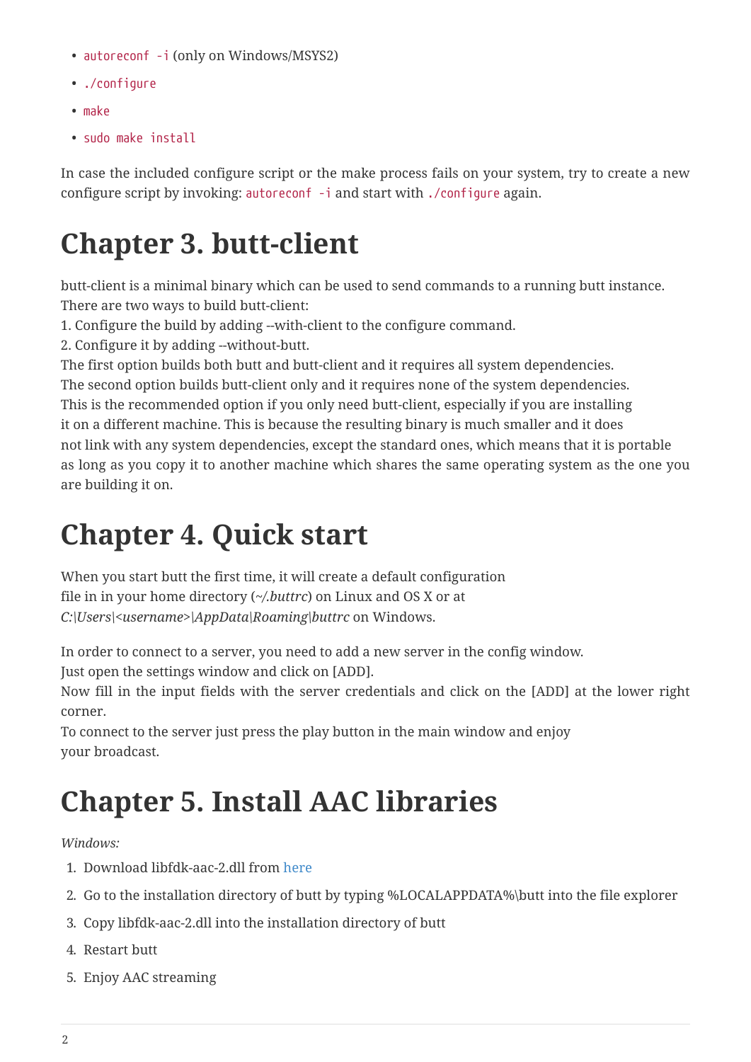- `autoreconf -i` (only on Windows/MSYS2)
- `./configure`
- `make`
- `sudo make install`

In case the included configure script or the make process fails on your system, try to create a new configure script by invoking: `autoreconf -i` and start with `./configure` again.

# Chapter 3. butt-client

butt-client is a minimal binary which can be used to send commands to a running butt instance.
There are two ways to build butt-client:
1. Configure the build by adding --with-client to the configure command.
2. Configure it by adding --without-butt.
The first option builds both butt and butt-client and it requires all system dependencies.
The second option builds butt-client only and it requires none of the system dependencies.
This is the recommended option if you only need butt-client, especially if you are installing it on a different machine. This is because the resulting binary is much smaller and it does not link with any system dependencies, except the standard ones, which means that it is portable as long as you copy it to another machine which shares the same operating system as the one you are building it on.

# Chapter 4. Quick start

When you start butt the first time, it will create a default configuration file in in your home directory (*~/.buttrc*) on Linux and OS X or at *C:|Users|<username>|AppData|Roaming|buttrc* on Windows.

In order to connect to a server, you need to add a new server in the config window.
Just open the settings window and click on [ADD].
Now fill in the input fields with the server credentials and click on the [ADD] at the lower right corner.
To connect to the server just press the play button in the main window and enjoy your broadcast.

# Chapter 5. Install AAC libraries

*Windows:*

1. Download libfdk-aac-2.dll from here
2. Go to the installation directory of butt by typing %LOCALAPPDATA%\butt into the file explorer
3. Copy libfdk-aac-2.dll into the installation directory of butt
4. Restart butt
5. Enjoy AAC streaming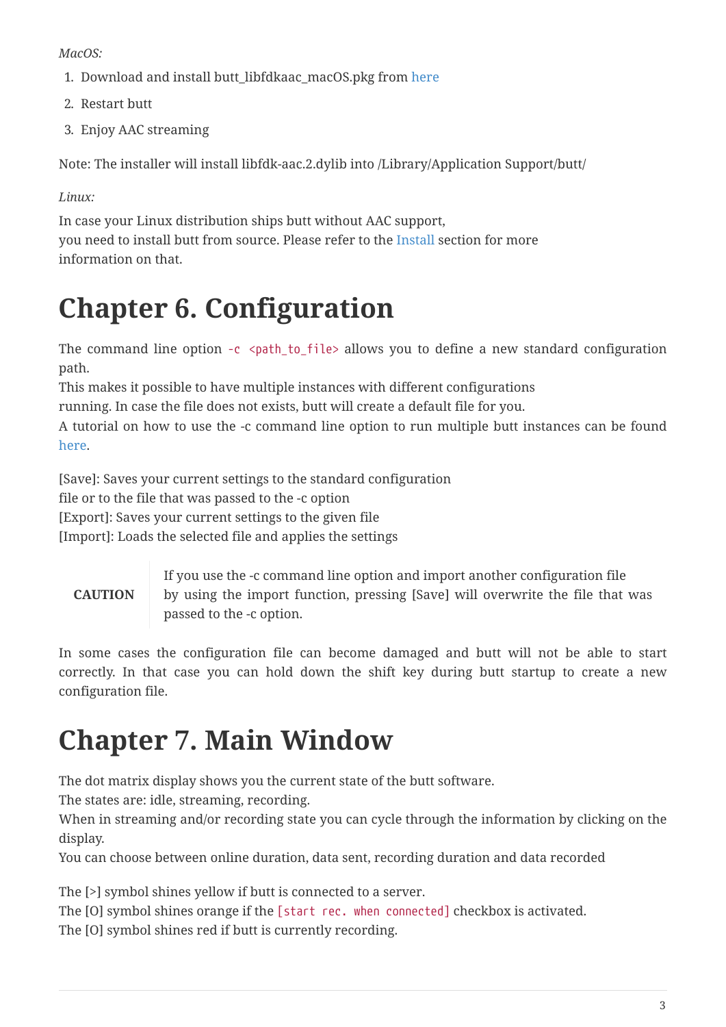*MacOS:*

1. Download and install butt_libfdkaac_macOS.pkg from here
2. Restart butt
3. Enjoy AAC streaming

Note: The installer will install libfdk-aac.2.dylib into /Library/Application Support/butt/

*Linux:*

In case your Linux distribution ships butt without AAC support,
you need to install butt from source. Please refer to the Install section for more
information on that.

# Chapter 6. Configuration

The command line option `-c <path_to_file>` allows you to define a new standard configuration path.
This makes it possible to have multiple instances with different configurations
running. In case the file does not exists, butt will create a default file for you.
A tutorial on how to use the -c command line option to run multiple butt instances can be found here.

[Save]: Saves your current settings to the standard configuration
file or to the file that was passed to the -c option
[Export]: Saves your current settings to the given file
[Import]: Loads the selected file and applies the settings

> **CAUTION** If you use the -c command line option and import another configuration file by using the import function, pressing [Save] will overwrite the file that was passed to the -c option.

In some cases the configuration file can become damaged and butt will not be able to start correctly. In that case you can hold down the shift key during butt startup to create a new configuration file.

# Chapter 7. Main Window

The dot matrix display shows you the current state of the butt software.
The states are: idle, streaming, recording.
When in streaming and/or recording state you can cycle through the information by clicking on the display.
You can choose between online duration, data sent, recording duration and data recorded

The [>] symbol shines yellow if butt is connected to a server.
The [O] symbol shines orange if the `[start rec. when connected]` checkbox is activated.
The [O] symbol shines red if butt is currently recording.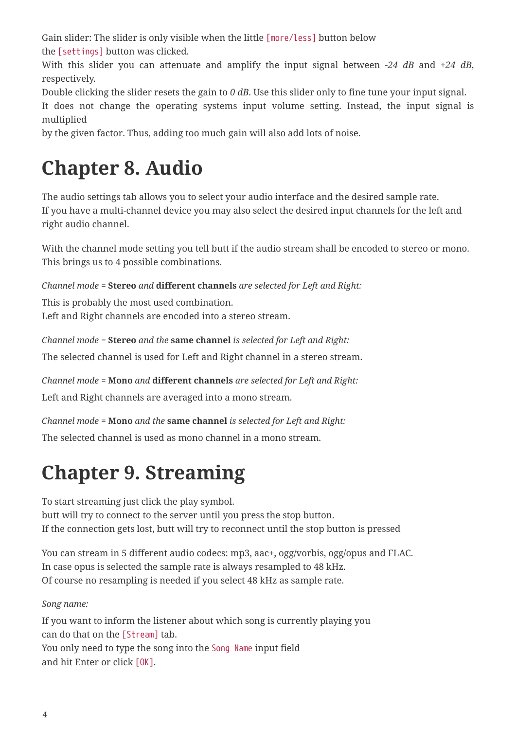Gain slider: The slider is only visible when the little `[more/less]` button below the `[settings]` button was clicked.
With this slider you can attenuate and amplify the input signal between *-24 dB* and *+24 dB*, respectively.
Double clicking the slider resets the gain to *0 dB*. Use this slider only to fine tune your input signal.
It does not change the operating systems input volume setting. Instead, the input signal is multiplied
by the given factor. Thus, adding too much gain will also add lots of noise.

# Chapter 8. Audio

The audio settings tab allows you to select your audio interface and the desired sample rate.
If you have a multi-channel device you may also select the desired input channels for the left and right audio channel.

With the channel mode setting you tell butt if the audio stream shall be encoded to stereo or mono.
This brings us to 4 possible combinations.

*Channel mode =* ***Stereo*** *and* ***different channels*** *are selected for Left and Right:*

This is probably the most used combination.
Left and Right channels are encoded into a stereo stream.

*Channel mode =* ***Stereo*** *and the* ***same channel*** *is selected for Left and Right:*

The selected channel is used for Left and Right channel in a stereo stream.

*Channel mode =* ***Mono*** *and* ***different channels*** *are selected for Left and Right:*

Left and Right channels are averaged into a mono stream.

*Channel mode =* ***Mono*** *and the* ***same channel*** *is selected for Left and Right:*

The selected channel is used as mono channel in a mono stream.

# Chapter 9. Streaming

To start streaming just click the play symbol.
butt will try to connect to the server until you press the stop button.
If the connection gets lost, butt will try to reconnect until the stop button is pressed

You can stream in 5 different audio codecs: mp3, aac+, ogg/vorbis, ogg/opus and FLAC.
In case opus is selected the sample rate is always resampled to 48 kHz.
Of course no resampling is needed if you select 48 kHz as sample rate.

*Song name:*

If you want to inform the listener about which song is currently playing you can do that on the `[Stream]` tab.
You only need to type the song into the `Song Name` input field and hit Enter or click `[OK]`.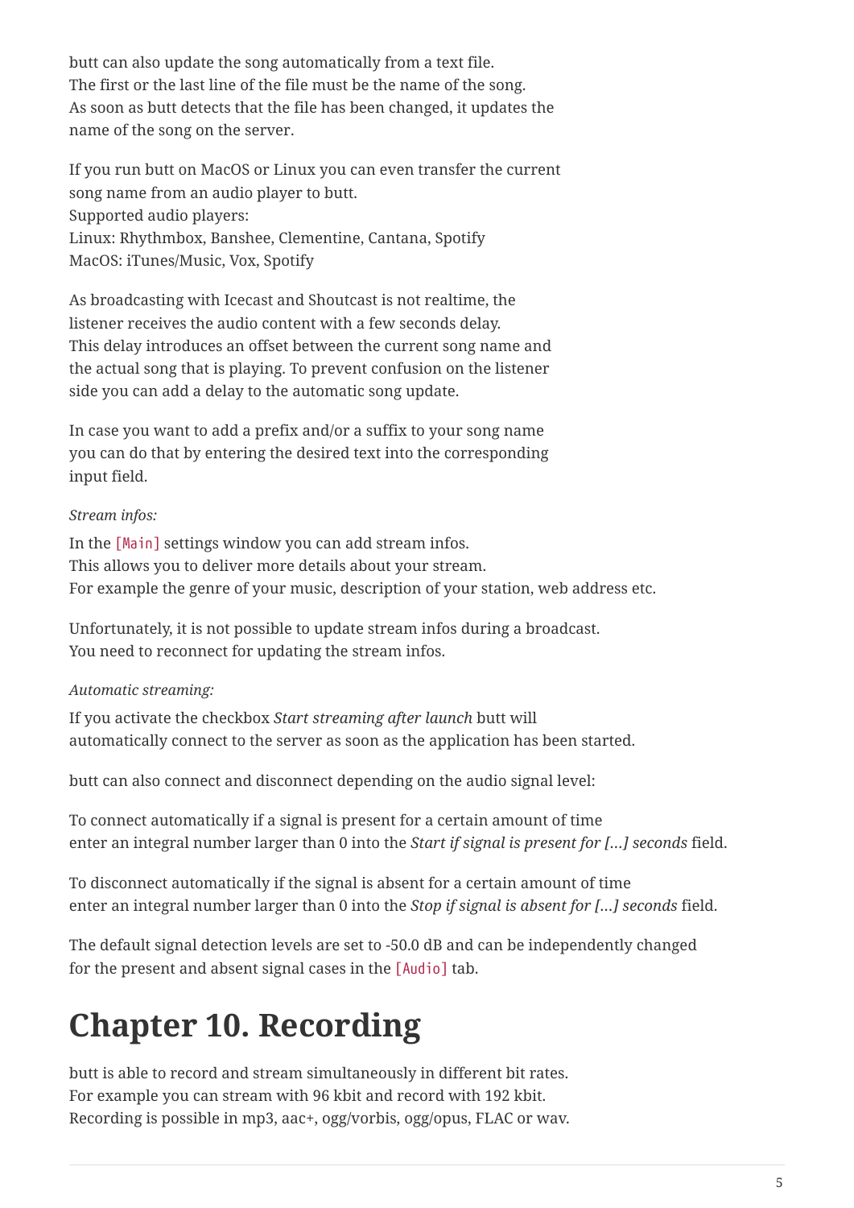butt can also update the song automatically from a text file.
The first or the last line of the file must be the name of the song.
As soon as butt detects that the file has been changed, it updates the name of the song on the server.

If you run butt on MacOS or Linux you can even transfer the current song name from an audio player to butt.
Supported audio players:
Linux: Rhythmbox, Banshee, Clementine, Cantana, Spotify
MacOS: iTunes/Music, Vox, Spotify

As broadcasting with Icecast and Shoutcast is not realtime, the listener receives the audio content with a few seconds delay.
This delay introduces an offset between the current song name and the actual song that is playing. To prevent confusion on the listener side you can add a delay to the automatic song update.

In case you want to add a prefix and/or a suffix to your song name you can do that by entering the desired text into the corresponding input field.

*Stream infos:*

In the `[Main]` settings window you can add stream infos.
This allows you to deliver more details about your stream.
For example the genre of your music, description of your station, web address etc.

Unfortunately, it is not possible to update stream infos during a broadcast.
You need to reconnect for updating the stream infos.

*Automatic streaming:*

If you activate the checkbox *Start streaming after launch* butt will automatically connect to the server as soon as the application has been started.

butt can also connect and disconnect depending on the audio signal level:

To connect automatically if a signal is present for a certain amount of time enter an integral number larger than 0 into the *Start if signal is present for [...] seconds* field.

To disconnect automatically if the signal is absent for a certain amount of time enter an integral number larger than 0 into the *Stop if signal is absent for [...] seconds* field.

The default signal detection levels are set to -50.0 dB and can be independently changed for the present and absent signal cases in the `[Audio]` tab.

# Chapter 10. Recording

butt is able to record and stream simultaneously in different bit rates.
For example you can stream with 96 kbit and record with 192 kbit.
Recording is possible in mp3, aac+, ogg/vorbis, ogg/opus, FLAC or wav.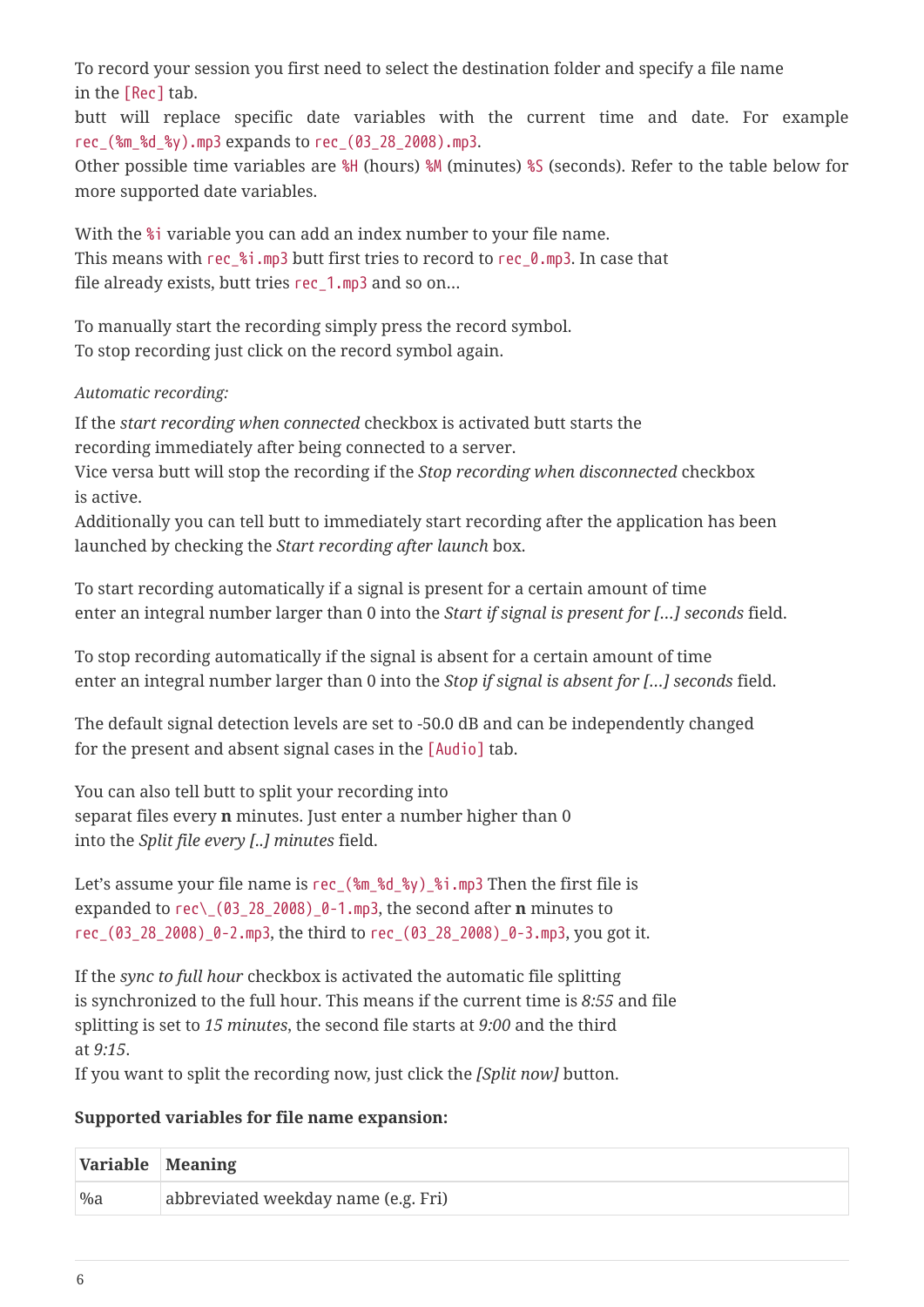To record your session you first need to select the destination folder and specify a file name in the `[Rec]` tab.

butt will replace specific date variables with the current time and date. For example `rec_(%m_%d_%y).mp3` expands to `rec_(03_28_2008).mp3`.

Other possible time variables are `%H` (hours) `%M` (minutes) `%S` (seconds). Refer to the table below for more supported date variables.

With the `%i` variable you can add an index number to your file name.
This means with `rec_%i.mp3` butt first tries to record to `rec_0.mp3`. In case that file already exists, butt tries `rec_1.mp3` and so on…

To manually start the recording simply press the record symbol.
To stop recording just click on the record symbol again.

*Automatic recording:*

If the *start recording when connected* checkbox is activated butt starts the recording immediately after being connected to a server.
Vice versa butt will stop the recording if the *Stop recording when disconnected* checkbox is active.
Additionally you can tell butt to immediately start recording after the application has been launched by checking the *Start recording after launch* box.

To start recording automatically if a signal is present for a certain amount of time enter an integral number larger than 0 into the *Start if signal is present for […] seconds* field.

To stop recording automatically if the signal is absent for a certain amount of time enter an integral number larger than 0 into the *Stop if signal is absent for […] seconds* field.

The default signal detection levels are set to -50.0 dB and can be independently changed for the present and absent signal cases in the `[Audio]` tab.

You can also tell butt to split your recording into separat files every **n** minutes. Just enter a number higher than 0 into the *Split file every [..] minutes* field.

Let's assume your file name is `rec_(%m_%d_%y)_%i.mp3` Then the first file is expanded to `rec\_(03_28_2008)_0-1.mp3`, the second after **n** minutes to `rec_(03_28_2008)_0-2.mp3`, the third to `rec_(03_28_2008)_0-3.mp3`, you got it.

If the *sync to full hour* checkbox is activated the automatic file splitting is synchronized to the full hour. This means if the current time is *8:55* and file splitting is set to *15 minutes*, the second file starts at *9:00* and the third at *9:15*.
If you want to split the recording now, just click the *[Split now]* button.

**Supported variables for file name expansion:**

| Variable | Meaning |
|---|---|
| %a | abbreviated weekday name (e.g. Fri) |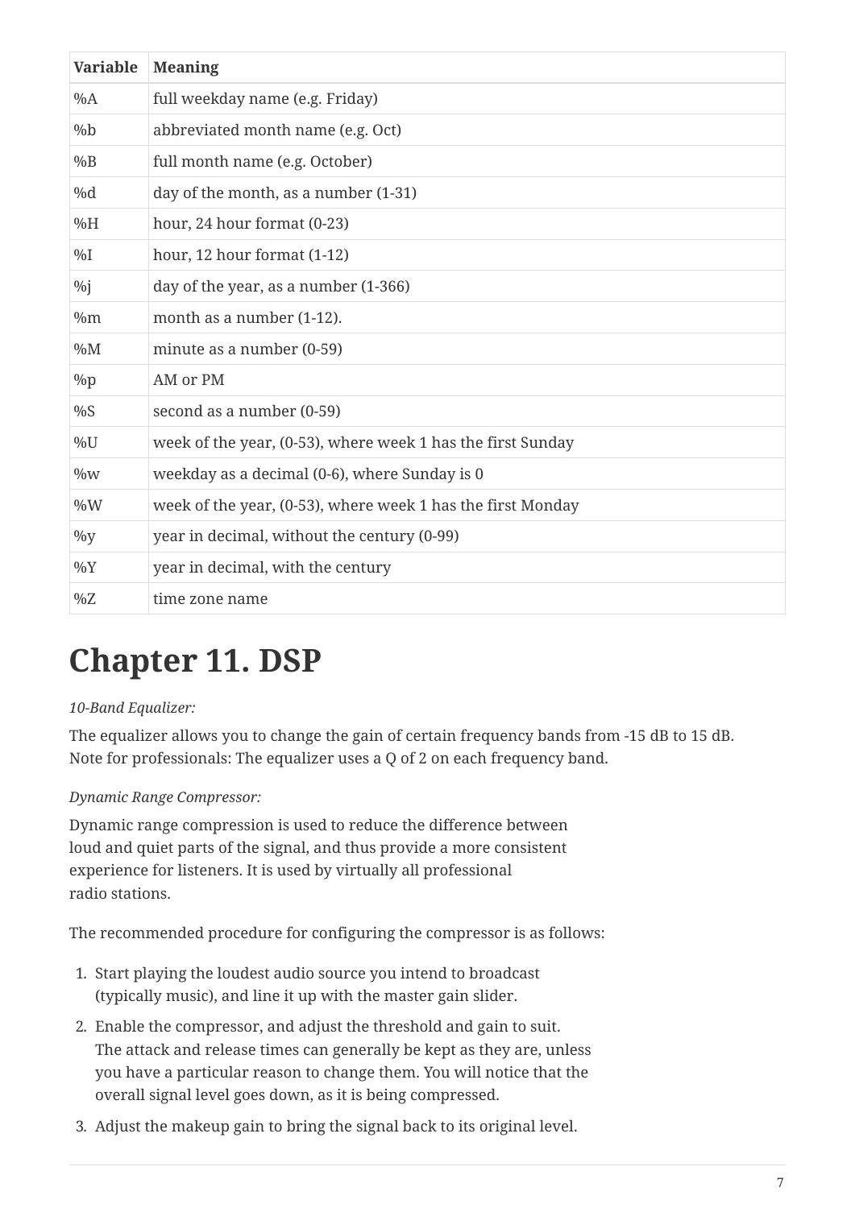| Variable | Meaning |
| --- | --- |
| %A | full weekday name (e.g. Friday) |
| %b | abbreviated month name (e.g. Oct) |
| %B | full month name (e.g. October) |
| %d | day of the month, as a number (1-31) |
| %H | hour, 24 hour format (0-23) |
| %I | hour, 12 hour format (1-12) |
| %j | day of the year, as a number (1-366) |
| %m | month as a number (1-12). |
| %M | minute as a number (0-59) |
| %p | AM or PM |
| %S | second as a number (0-59) |
| %U | week of the year, (0-53), where week 1 has the first Sunday |
| %w | weekday as a decimal (0-6), where Sunday is 0 |
| %W | week of the year, (0-53), where week 1 has the first Monday |
| %y | year in decimal, without the century (0-99) |
| %Y | year in decimal, with the century |
| %Z | time zone name |

# Chapter 11. DSP

*10-Band Equalizer:*

The equalizer allows you to change the gain of certain frequency bands from -15 dB to 15 dB. Note for professionals: The equalizer uses a Q of 2 on each frequency band.

*Dynamic Range Compressor:*

Dynamic range compression is used to reduce the difference between loud and quiet parts of the signal, and thus provide a more consistent experience for listeners. It is used by virtually all professional radio stations.

The recommended procedure for configuring the compressor is as follows:

1. Start playing the loudest audio source you intend to broadcast (typically music), and line it up with the master gain slider.
2. Enable the compressor, and adjust the threshold and gain to suit. The attack and release times can generally be kept as they are, unless you have a particular reason to change them. You will notice that the overall signal level goes down, as it is being compressed.
3. Adjust the makeup gain to bring the signal back to its original level.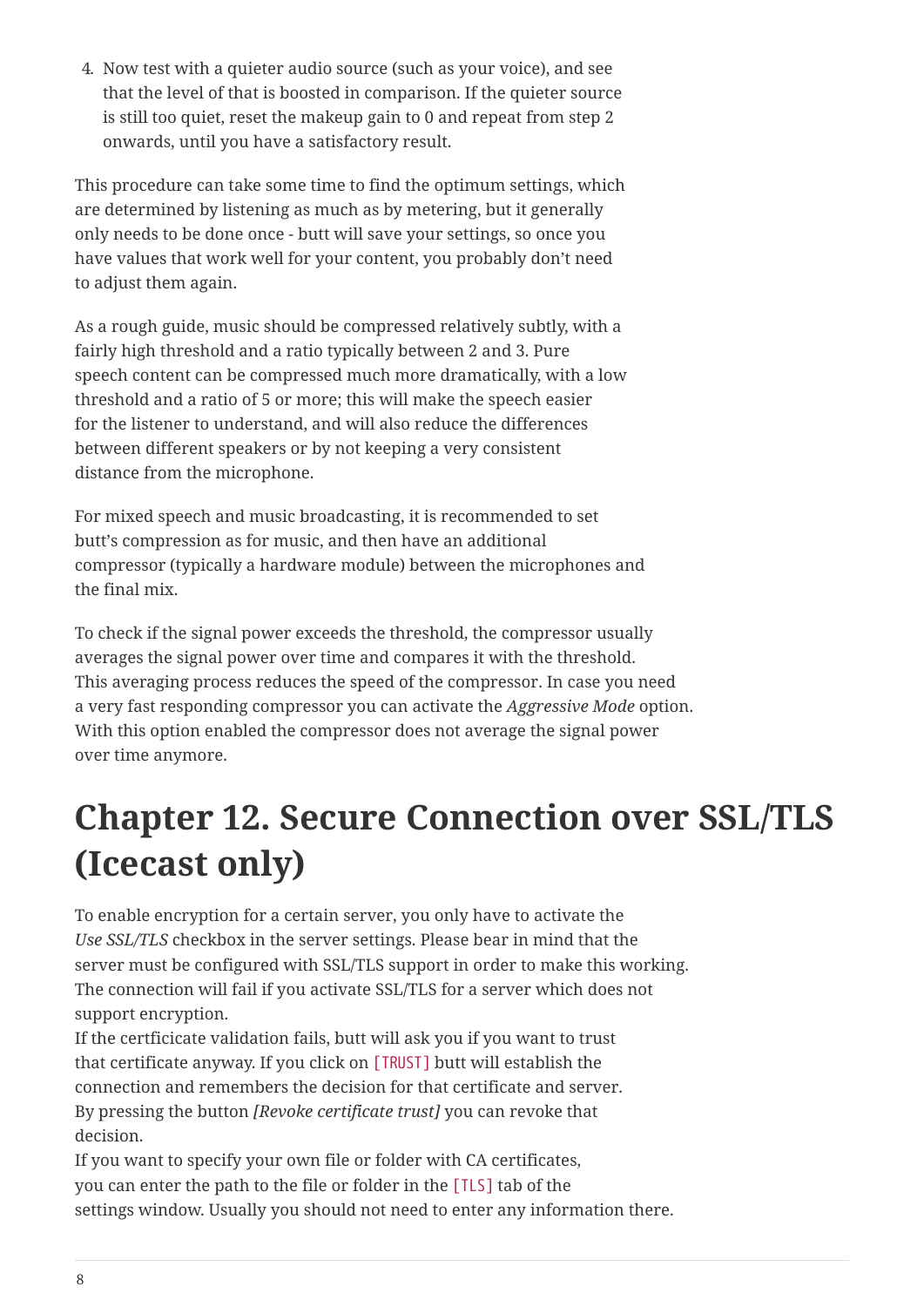4. Now test with a quieter audio source (such as your voice), and see that the level of that is boosted in comparison. If the quieter source is still too quiet, reset the makeup gain to 0 and repeat from step 2 onwards, until you have a satisfactory result.

This procedure can take some time to find the optimum settings, which are determined by listening as much as by metering, but it generally only needs to be done once - butt will save your settings, so once you have values that work well for your content, you probably don't need to adjust them again.

As a rough guide, music should be compressed relatively subtly, with a fairly high threshold and a ratio typically between 2 and 3. Pure speech content can be compressed much more dramatically, with a low threshold and a ratio of 5 or more; this will make the speech easier for the listener to understand, and will also reduce the differences between different speakers or by not keeping a very consistent distance from the microphone.

For mixed speech and music broadcasting, it is recommended to set butt's compression as for music, and then have an additional compressor (typically a hardware module) between the microphones and the final mix.

To check if the signal power exceeds the threshold, the compressor usually averages the signal power over time and compares it with the threshold. This averaging process reduces the speed of the compressor. In case you need a very fast responding compressor you can activate the *Aggressive Mode* option. With this option enabled the compressor does not average the signal power over time anymore.

# Chapter 12. Secure Connection over SSL/TLS (Icecast only)

To enable encryption for a certain server, you only have to activate the *Use SSL/TLS* checkbox in the server settings. Please bear in mind that the server must be configured with SSL/TLS support in order to make this working. The connection will fail if you activate SSL/TLS for a server which does not support encryption.
If the certficicate validation fails, butt will ask you if you want to trust that certificate anyway. If you click on `[TRUST]` butt will establish the connection and remembers the decision for that certificate and server. By pressing the button *[Revoke certificate trust]* you can revoke that decision.
If you want to specify your own file or folder with CA certificates, you can enter the path to the file or folder in the `[TLS]` tab of the settings window. Usually you should not need to enter any information there.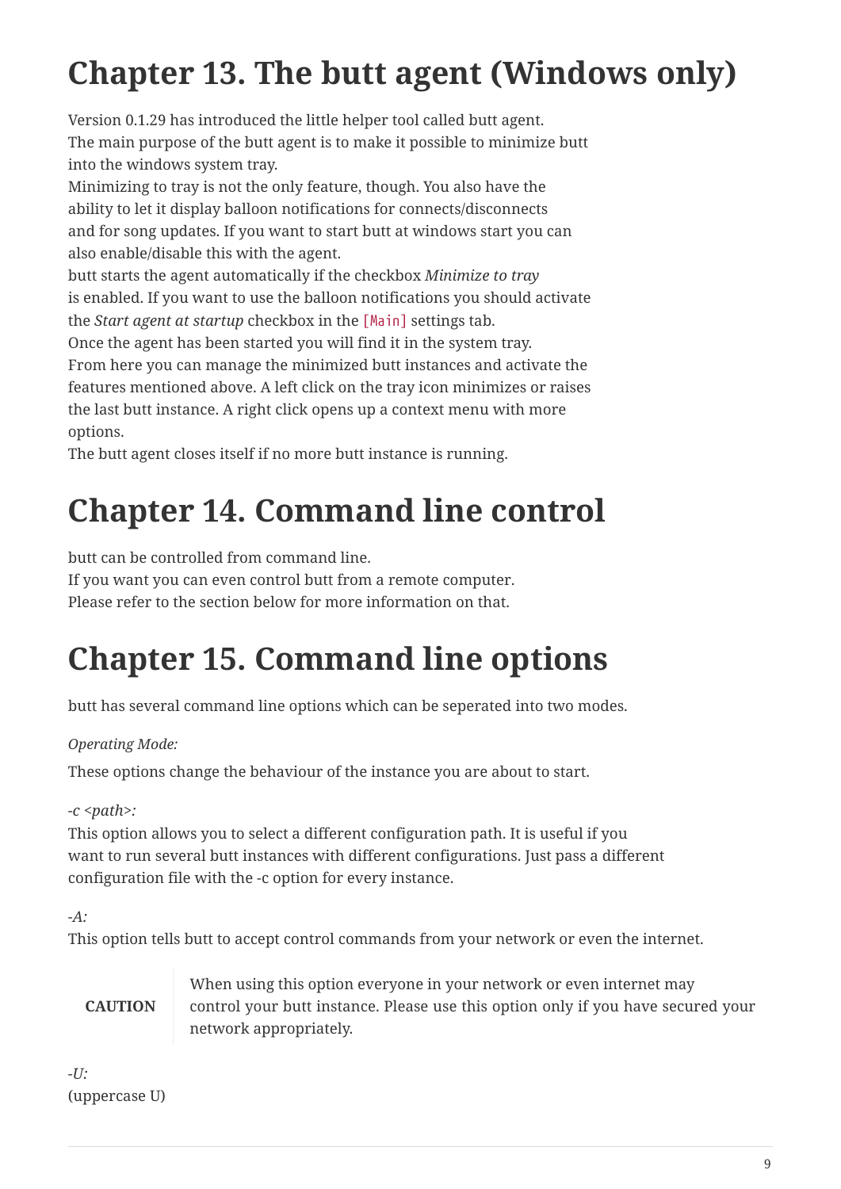# Chapter 13. The butt agent (Windows only)

Version 0.1.29 has introduced the little helper tool called butt agent.
The main purpose of the butt agent is to make it possible to minimize butt into the windows system tray.
Minimizing to tray is not the only feature, though. You also have the ability to let it display balloon notifications for connects/disconnects and for song updates. If you want to start butt at windows start you can also enable/disable this with the agent.
butt starts the agent automatically if the checkbox *Minimize to tray* is enabled. If you want to use the balloon notifications you should activate the *Start agent at startup* checkbox in the `[Main]` settings tab.
Once the agent has been started you will find it in the system tray.
From here you can manage the minimized butt instances and activate the features mentioned above. A left click on the tray icon minimizes or raises the last butt instance. A right click opens up a context menu with more options.
The butt agent closes itself if no more butt instance is running.

# Chapter 14. Command line control

butt can be controlled from command line.
If you want you can even control butt from a remote computer.
Please refer to the section below for more information on that.

# Chapter 15. Command line options

butt has several command line options which can be seperated into two modes.

*Operating Mode:*

These options change the behaviour of the instance you are about to start.

*-c <path>:*
This option allows you to select a different configuration path. It is useful if you want to run several butt instances with different configurations. Just pass a different configuration file with the -c option for every instance.

*-A:*
This option tells butt to accept control commands from your network or even the internet.

| **CAUTION** | When using this option everyone in your network or even internet may control your butt instance. Please use this option only if you have secured your network appropriately. |
|---|---|

*-U:*
(uppercase U)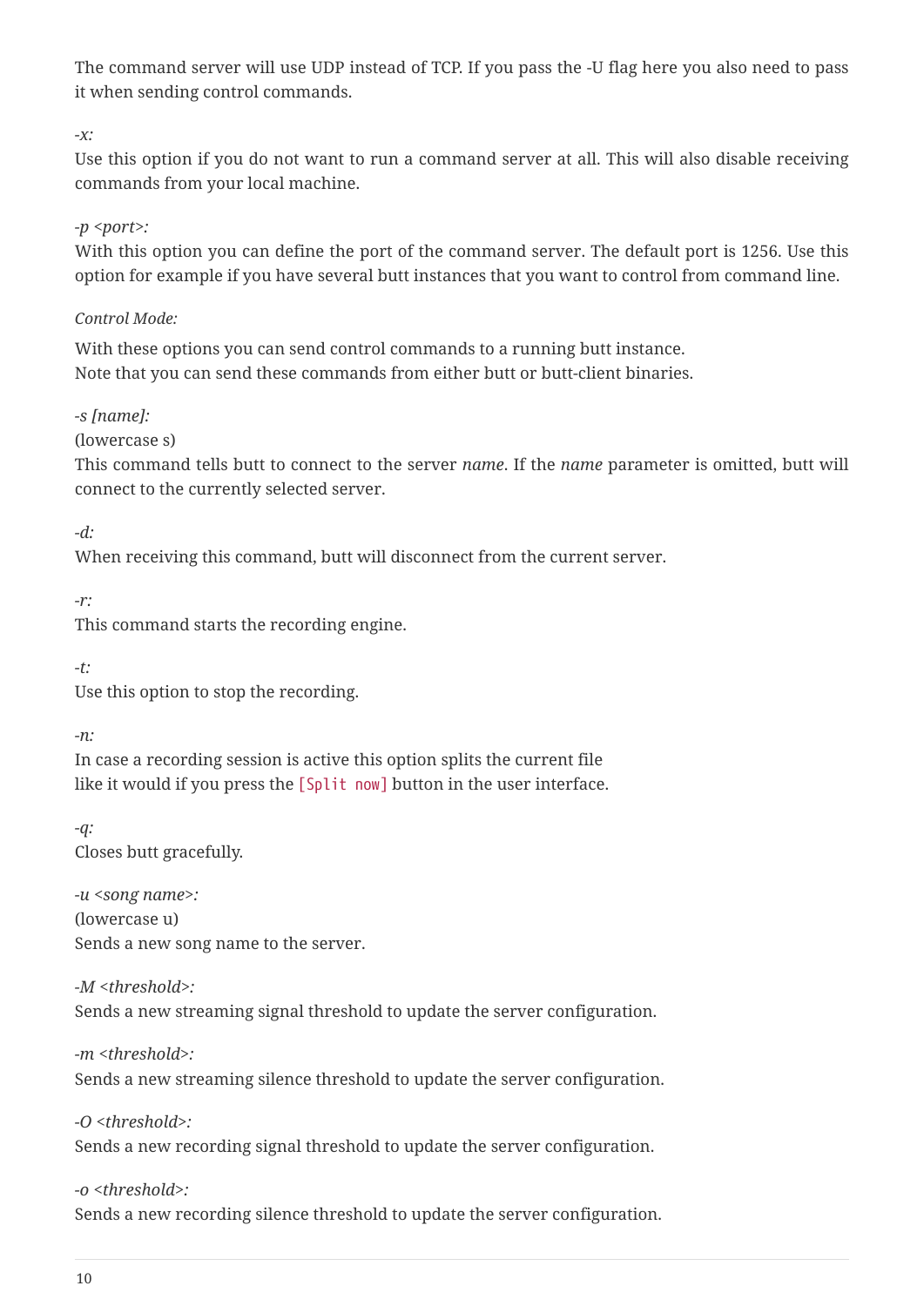The command server will use UDP instead of TCP. If you pass the -U flag here you also need to pass it when sending control commands.

*-x:*
Use this option if you do not want to run a command server at all. This will also disable receiving commands from your local machine.

*-p <port>:*
With this option you can define the port of the command server. The default port is 1256. Use this option for example if you have several butt instances that you want to control from command line.

*Control Mode:*

With these options you can send control commands to a running butt instance.
Note that you can send these commands from either butt or butt-client binaries.

*-s [name]:*
(lowercase s)
This command tells butt to connect to the server *name*. If the *name* parameter is omitted, butt will connect to the currently selected server.

*-d:*
When receiving this command, butt will disconnect from the current server.

*-r:*
This command starts the recording engine.

*-t:*
Use this option to stop the recording.

*-n:*
In case a recording session is active this option splits the current file
like it would if you press the `[Split now]` button in the user interface.

*-q:*
Closes butt gracefully.

*-u <song name>:*
(lowercase u)
Sends a new song name to the server.

*-M <threshold>:*
Sends a new streaming signal threshold to update the server configuration.

*-m <threshold>:*
Sends a new streaming silence threshold to update the server configuration.

*-O <threshold>:*
Sends a new recording signal threshold to update the server configuration.

*-o <threshold>:*
Sends a new recording silence threshold to update the server configuration.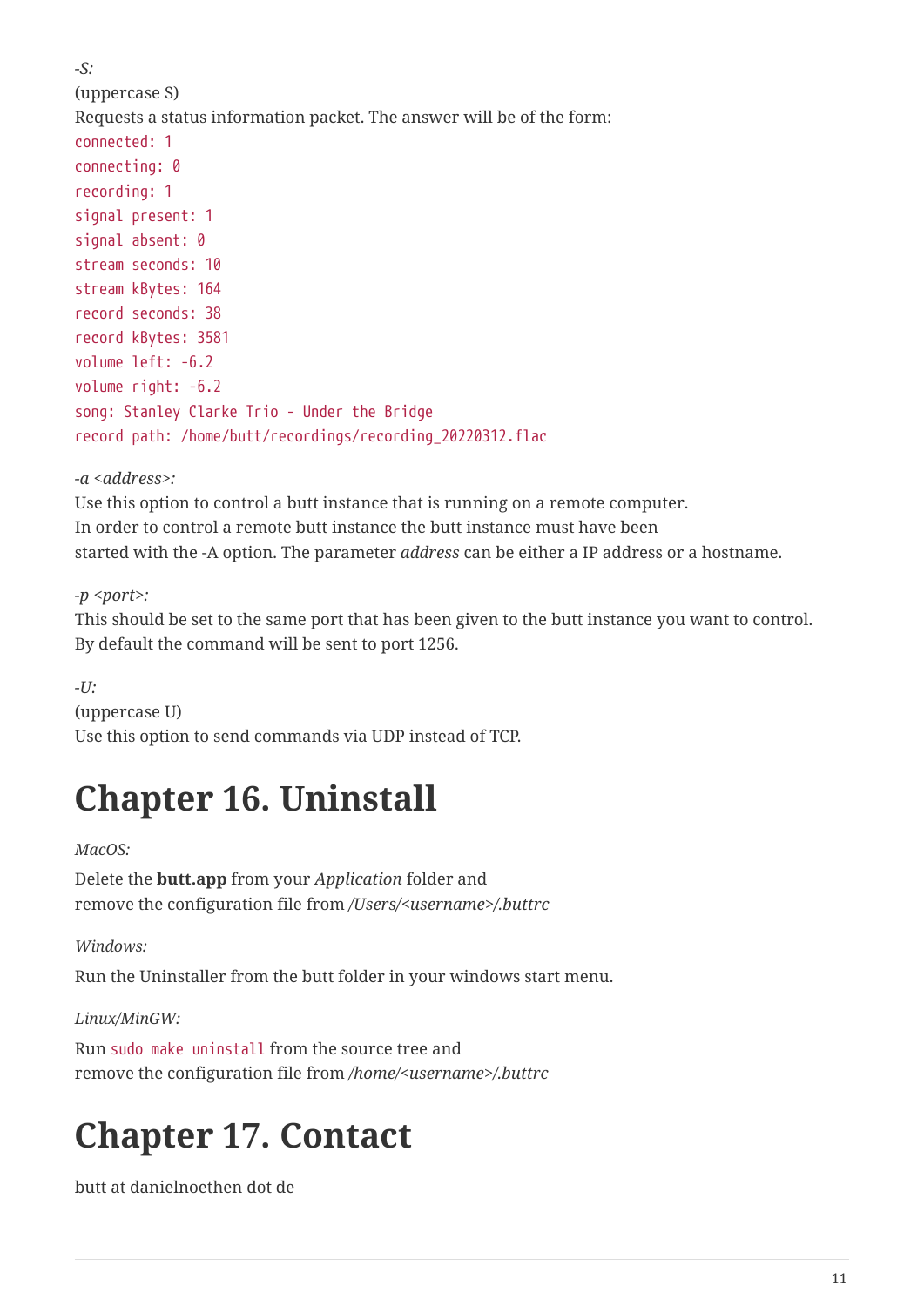*-S:*
(uppercase S)
Requests a status information packet. The answer will be of the form:

```
connected: 1
connecting: 0
recording: 1
signal present: 1
signal absent: 0
stream seconds: 10
stream kBytes: 164
record seconds: 38
record kBytes: 3581
volume left: -6.2
volume right: -6.2
song: Stanley Clarke Trio - Under the Bridge
record path: /home/butt/recordings/recording_20220312.flac
```

*-a <address>:*
Use this option to control a butt instance that is running on a remote computer.
In order to control a remote butt instance the butt instance must have been
started with the -A option. The parameter *address* can be either a IP address or a hostname.

*-p <port>:*
This should be set to the same port that has been given to the butt instance you want to control.
By default the command will be sent to port 1256.

*-U:*
(uppercase U)
Use this option to send commands via UDP instead of TCP.

# Chapter 16. Uninstall

*MacOS:*

Delete the **butt.app** from your *Application* folder and
remove the configuration file from */Users/<username>/.buttrc*

*Windows:*

Run the Uninstaller from the butt folder in your windows start menu.

*Linux/MinGW:*

Run `sudo make uninstall` from the source tree and
remove the configuration file from */home/<username>/.buttrc*

# Chapter 17. Contact

butt at danielnoethen dot de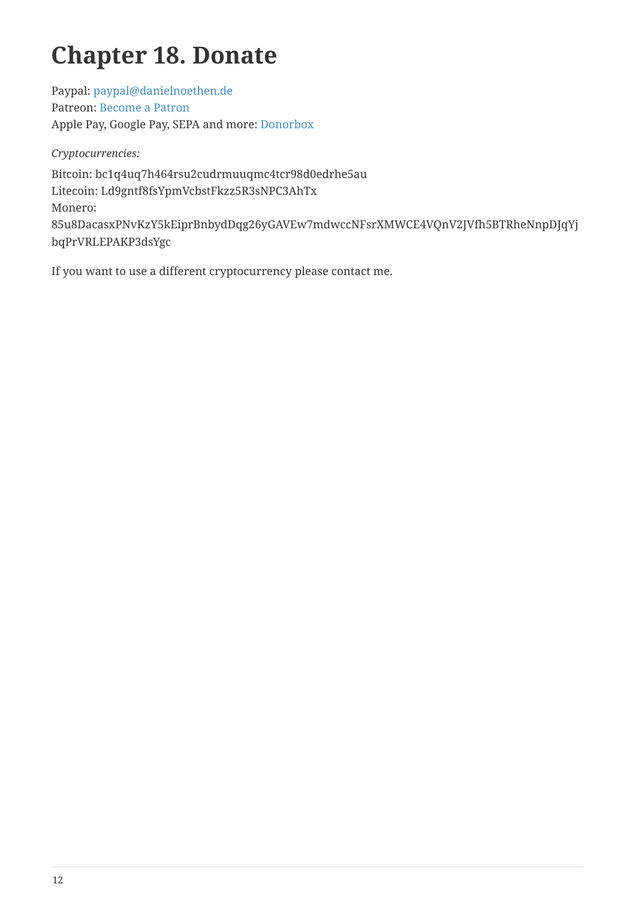# Chapter 18. Donate

Paypal: paypal@danielnoethen.de
Patreon: Become a Patron
Apple Pay, Google Pay, SEPA and more: Donorbox

*Cryptocurrencies:*

Bitcoin: bc1q4uq7h464rsu2cudrmuuqmc4tcr98d0edrhe5au
Litecoin: Ld9gntf8fsYpmVcbstFkzz5R3sNPC3AhTx
Monero:
85u8DacasxPNvKzY5kEiprBnbydDqg26yGAVEw7mdwccNFsrXMWCE4VQnV2JVfh5BTRheNnpDJqYjbqPrVRLEPAKP3dsYgc

If you want to use a different cryptocurrency please contact me.